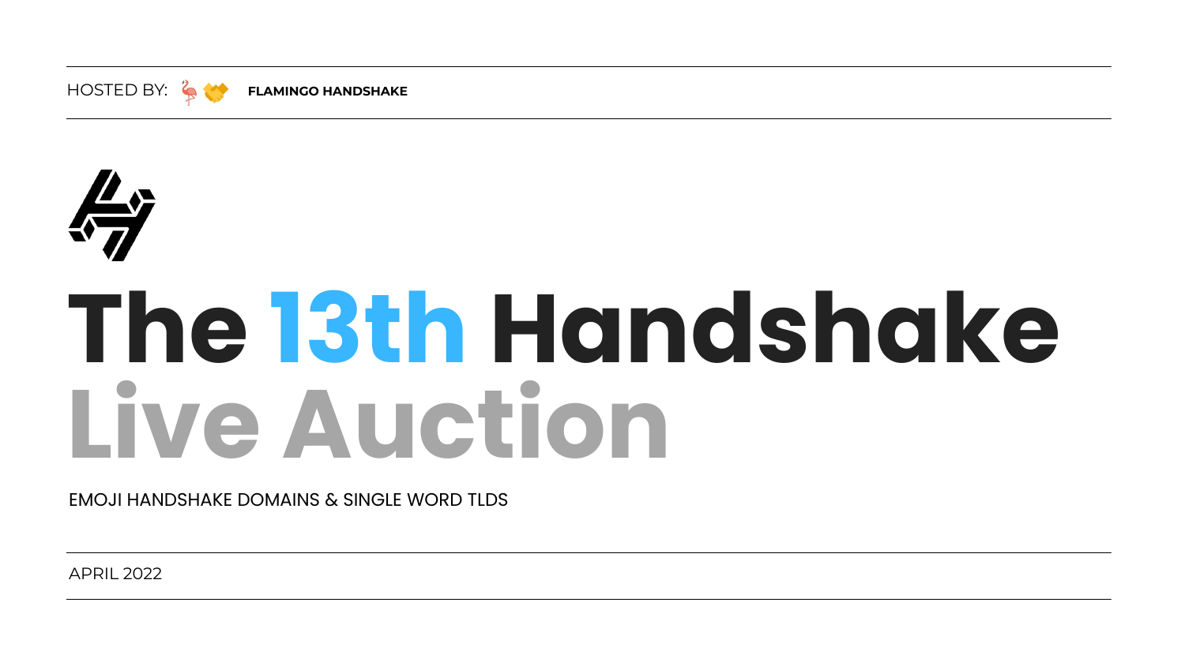HOSTED BY: 🦩🤝 **FLAMINGO HANDSHAKE**

# The 13th Handshake Live Auction

EMOJI HANDSHAKE DOMAINS & SINGLE WORD TLDS

APRIL 2022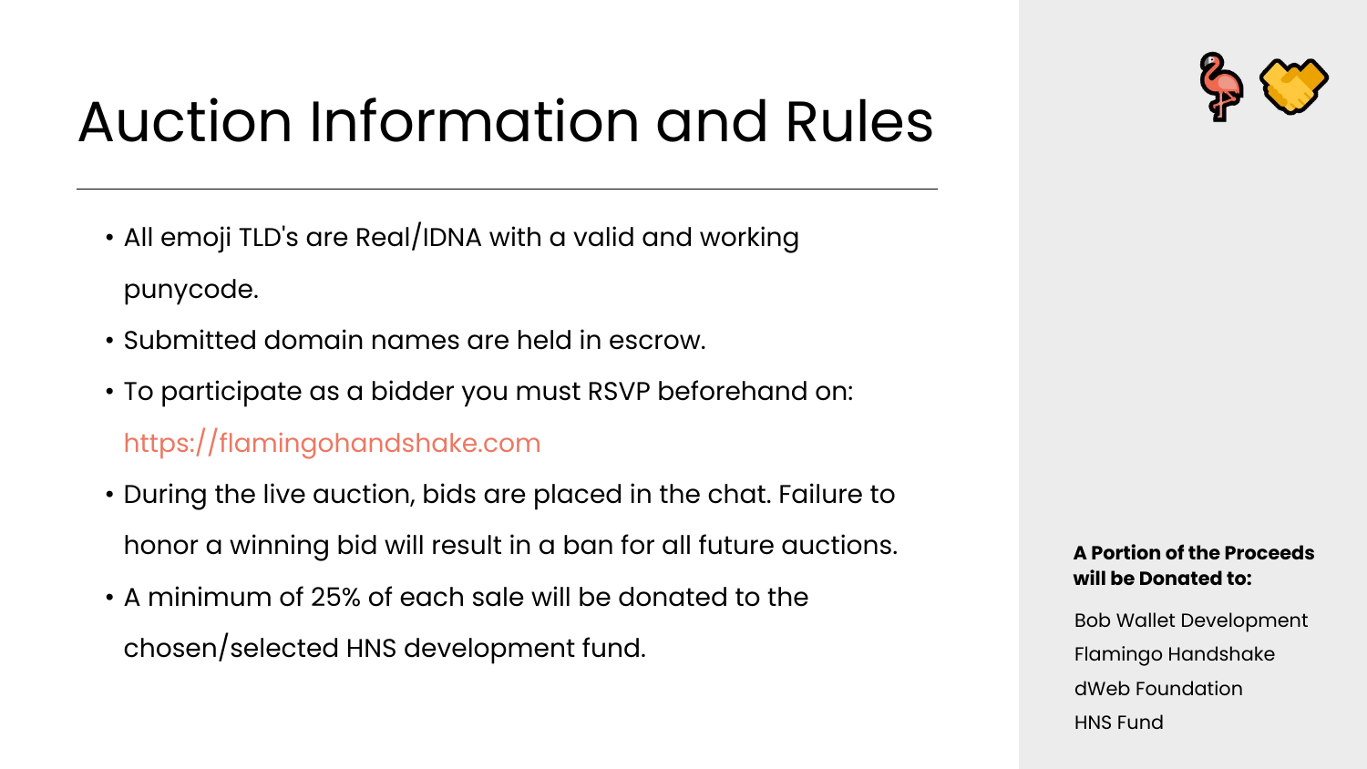# Auction Information and Rules

- All emoji TLD's are Real/IDNA with a valid and working punycode.
- Submitted domain names are held in escrow.
- To participate as a bidder you must RSVP beforehand on: https://flamingohandshake.com
- During the live auction, bids are placed in the chat. Failure to honor a winning bid will result in a ban for all future auctions.
- A minimum of 25% of each sale will be donated to the chosen/selected HNS development fund.

**A Portion of the Proceeds will be Donated to:**

Bob Wallet Development
Flamingo Handshake
dWeb Foundation
HNS Fund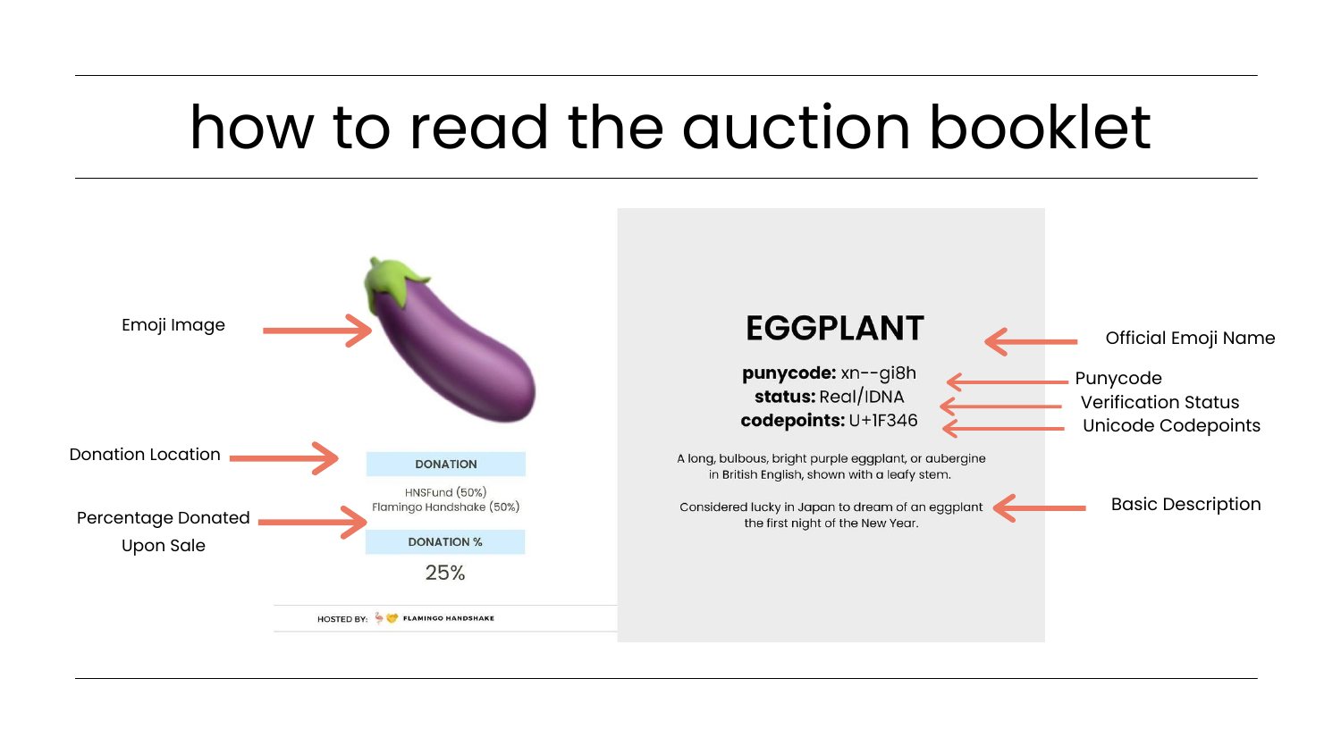# how to read the auction booklet

Emoji Image

Donation Location

Percentage Donated Upon Sale

**DONATION**

HNSFund (50%)
Flamingo Handshake (50%)

**DONATION %**

25%

HOSTED BY: FLAMINGO HANDSHAKE

## EGGPLANT

**punycode:** xn--gi8h
**status:** Real/IDNA
**codepoints:** U+1F346

A long, bulbous, bright purple eggplant, or aubergine in British English, shown with a leafy stem.

Considered lucky in Japan to dream of an eggplant the first night of the New Year.

Official Emoji Name

Punycode

Verification Status

Unicode Codepoints

Basic Description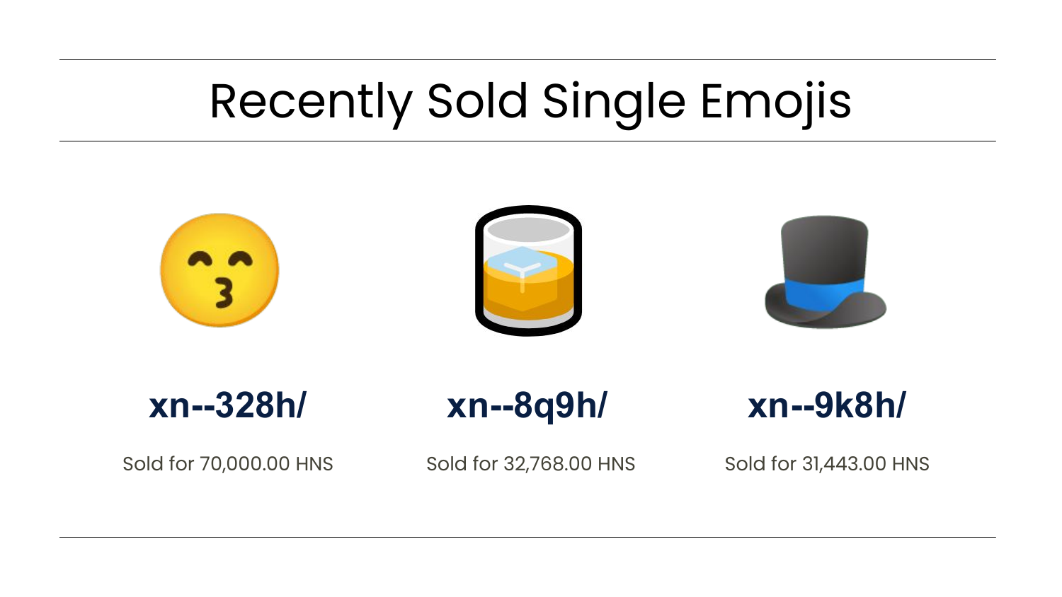# Recently Sold Single Emojis

**xn--328h/**

Sold for 70,000.00 HNS

**xn--8q9h/**

Sold for 32,768.00 HNS

**xn--9k8h/**

Sold for 31,443.00 HNS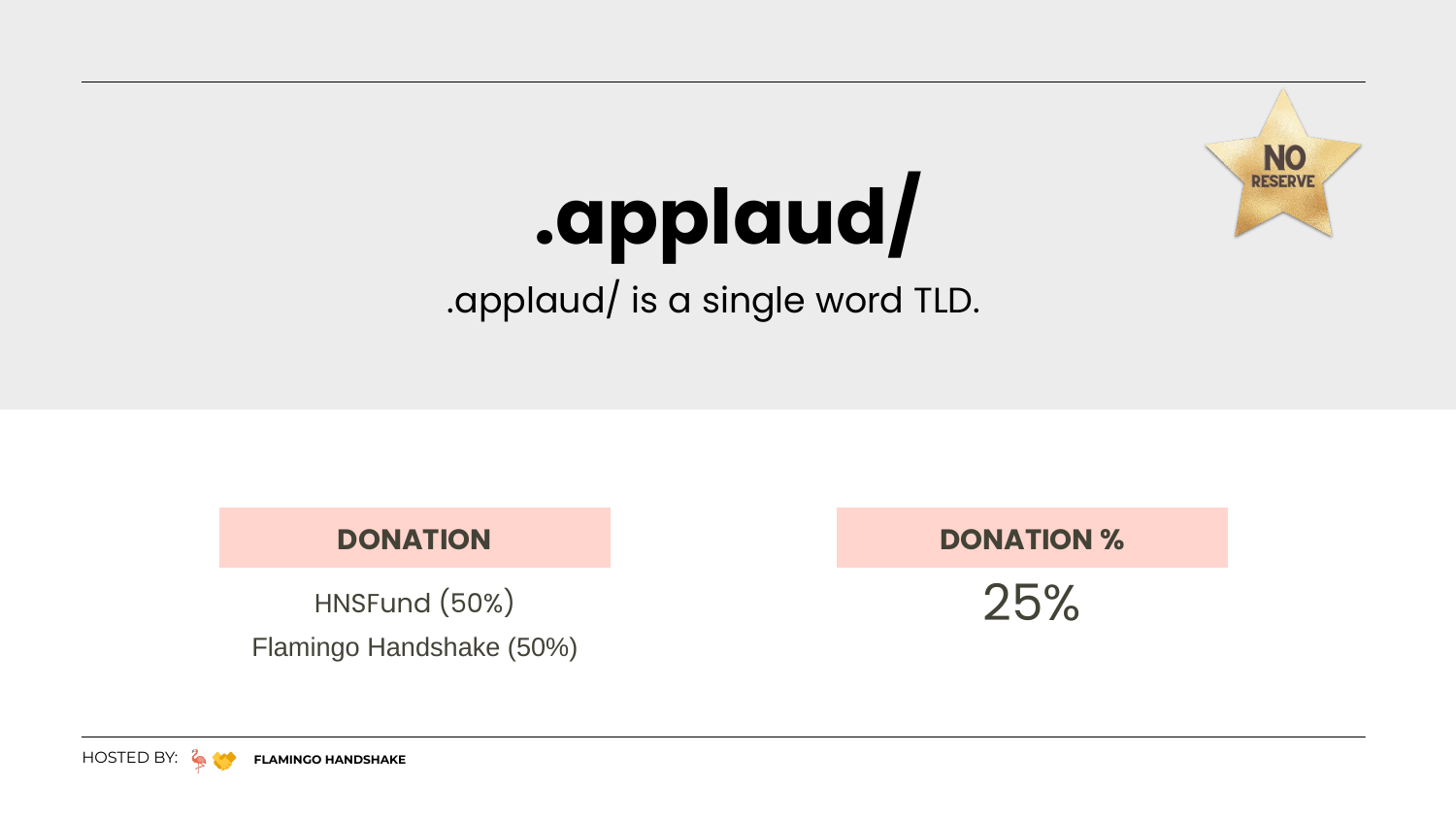# .applaud/

.applaud/ is a single word TLD.

NO RESERVE

| DONATION | DONATION % |
| --- | --- |
| HNSFund (50%)<br>Flamingo Handshake (50%) | 25% |

HOSTED BY: FLAMINGO HANDSHAKE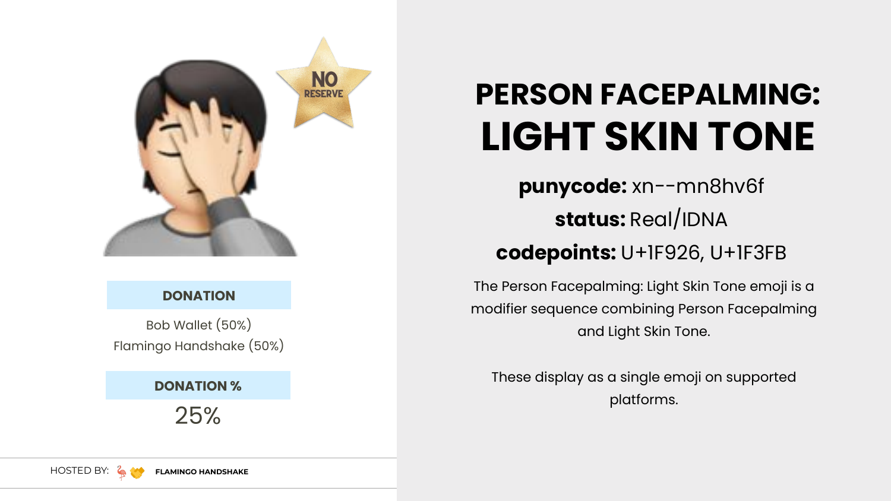NO RESERVE

**DONATION**

Bob Wallet (50%)
Flamingo Handshake (50%)

**DONATION %**

25%

HOSTED BY: **FLAMINGO HANDSHAKE**

# PERSON FACEPALMING: LIGHT SKIN TONE

**punycode:** xn--mn8hv6f

**status:** Real/IDNA

**codepoints:** U+1F926, U+1F3FB

The Person Facepalming: Light Skin Tone emoji is a modifier sequence combining Person Facepalming and Light Skin Tone.

These display as a single emoji on supported platforms.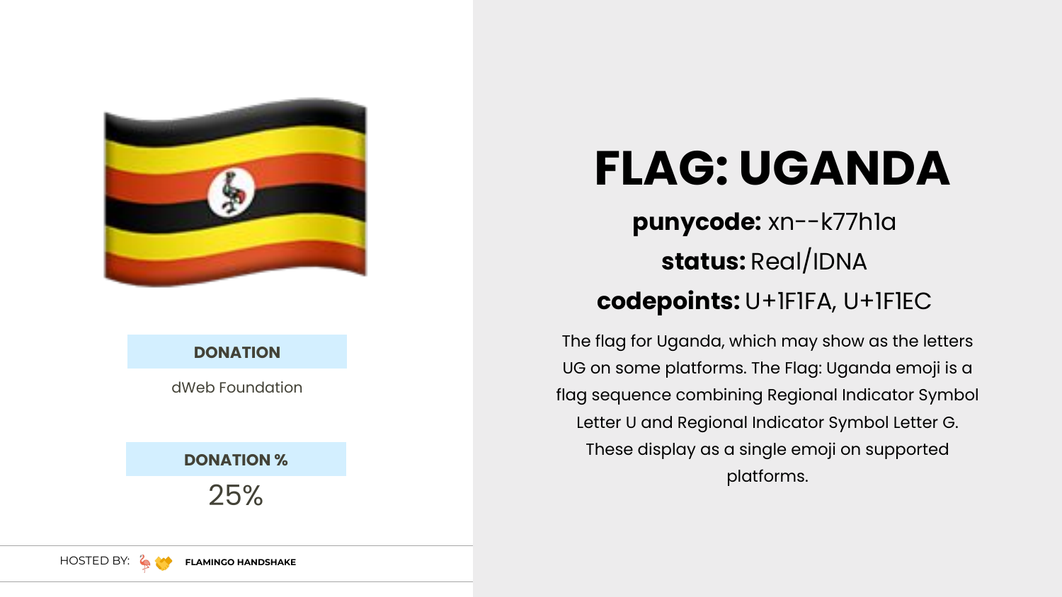# FLAG: UGANDA

**punycode:** xn--k77h1a

**status:** Real/IDNA

**codepoints:** U+1F1FA, U+1F1EC

The flag for Uganda, which may show as the letters UG on some platforms. The Flag: Uganda emoji is a flag sequence combining Regional Indicator Symbol Letter U and Regional Indicator Symbol Letter G. These display as a single emoji on supported platforms.

**DONATION**

dWeb Foundation

**DONATION %**

25%

HOSTED BY: 🦩🤝 **FLAMINGO HANDSHAKE**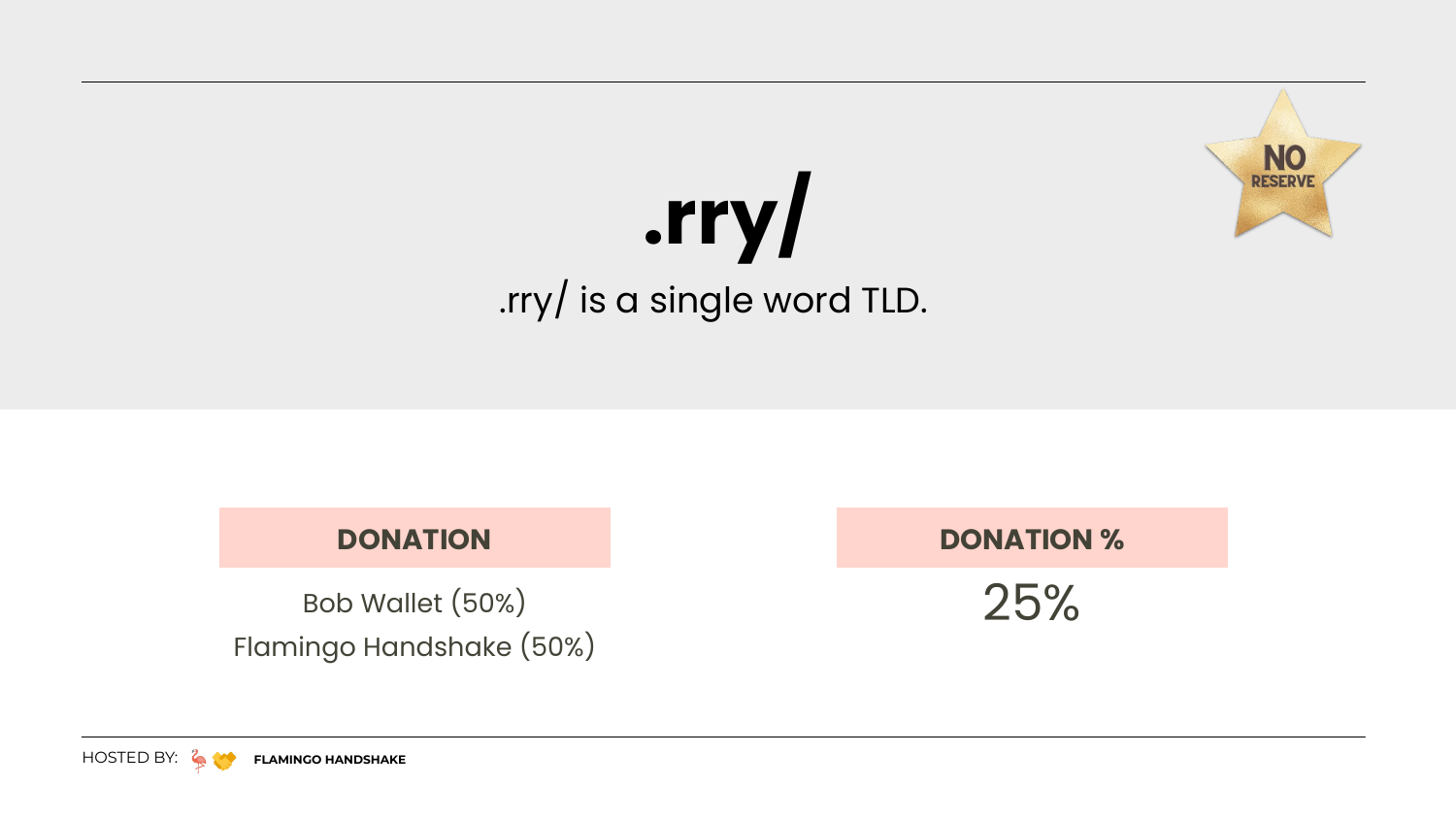# .rry/

.rry/ is a single word TLD.

NO RESERVE

| DONATION | DONATION % |
| --- | --- |
| Bob Wallet (50%)<br>Flamingo Handshake (50%) | 25% |

HOSTED BY: FLAMINGO HANDSHAKE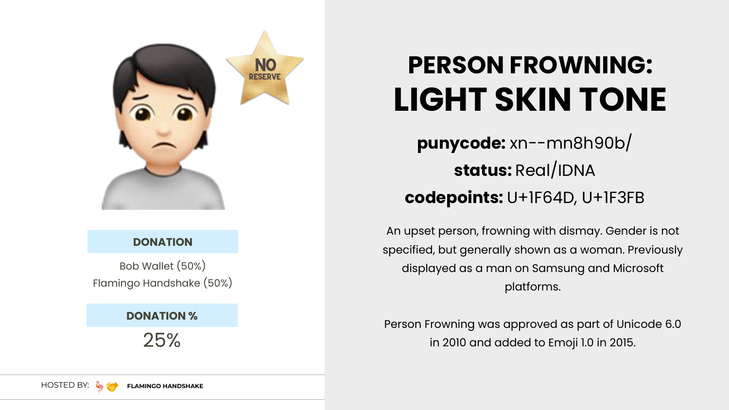NO RESERVE

# PERSON FROWNING: LIGHT SKIN TONE

**punycode:** xn--mn8h90b/

**status:** Real/IDNA

**codepoints:** U+1F64D, U+1F3FB

An upset person, frowning with dismay. Gender is not specified, but generally shown as a woman. Previously displayed as a man on Samsung and Microsoft platforms.

Person Frowning was approved as part of Unicode 6.0 in 2010 and added to Emoji 1.0 in 2015.

**DONATION**

Bob Wallet (50%)
Flamingo Handshake (50%)

**DONATION %**

25%

HOSTED BY: FLAMINGO HANDSHAKE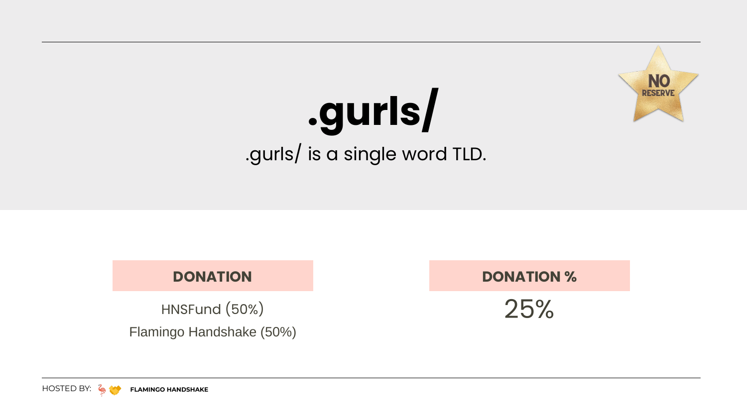NO RESERVE

# .gurls/

.gurls/ is a single word TLD.

| DONATION | DONATION % |
|---|---|
| HNSFund (50%)<br>Flamingo Handshake (50%) | 25% |

HOSTED BY: 🦩🤝 **FLAMINGO HANDSHAKE**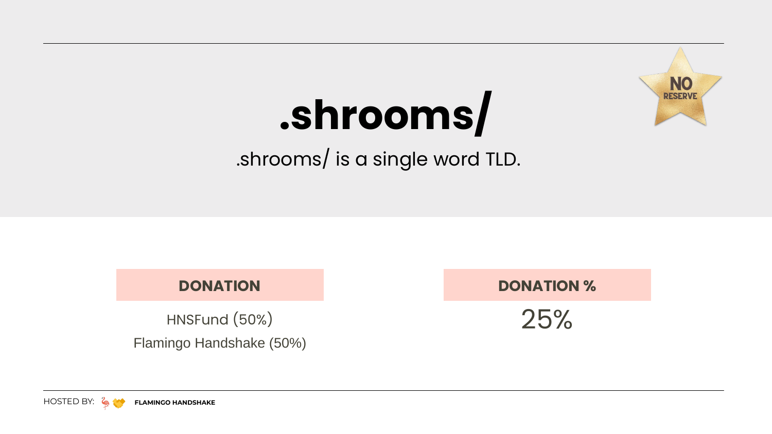# .shrooms/

.shrooms/ is a single word TLD.

NO RESERVE

| DONATION | DONATION % |
| --- | --- |
| HNSFund (50%)<br>Flamingo Handshake (50%) | 25% |

HOSTED BY: FLAMINGO HANDSHAKE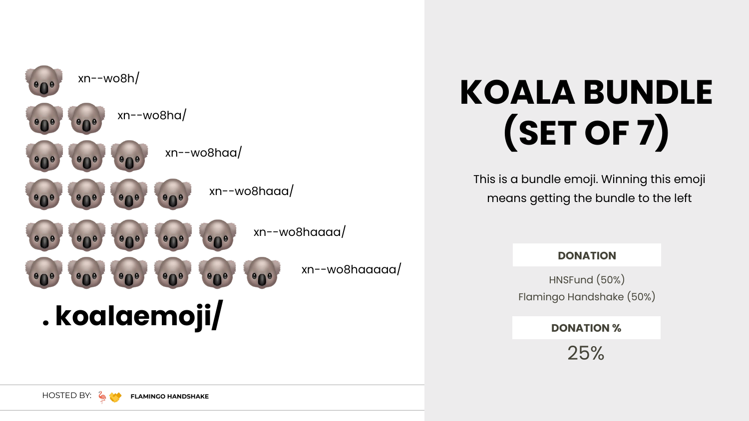🐨 xn--wo8h/

🐨🐨 xn--wo8ha/

🐨🐨🐨 xn--wo8haa/

🐨🐨🐨🐨 xn--wo8haaa/

🐨🐨🐨🐨🐨 xn--wo8haaaa/

🐨🐨🐨🐨🐨🐨 xn--wo8haaaaa/

**. koalaemoji/**

# KOALA BUNDLE (SET OF 7)

This is a bundle emoji. Winning this emoji means getting the bundle to the left

**DONATION**

HNSFund (50%)
Flamingo Handshake (50%)

**DONATION %**

25%

HOSTED BY: 🦩🤝 **FLAMINGO HANDSHAKE**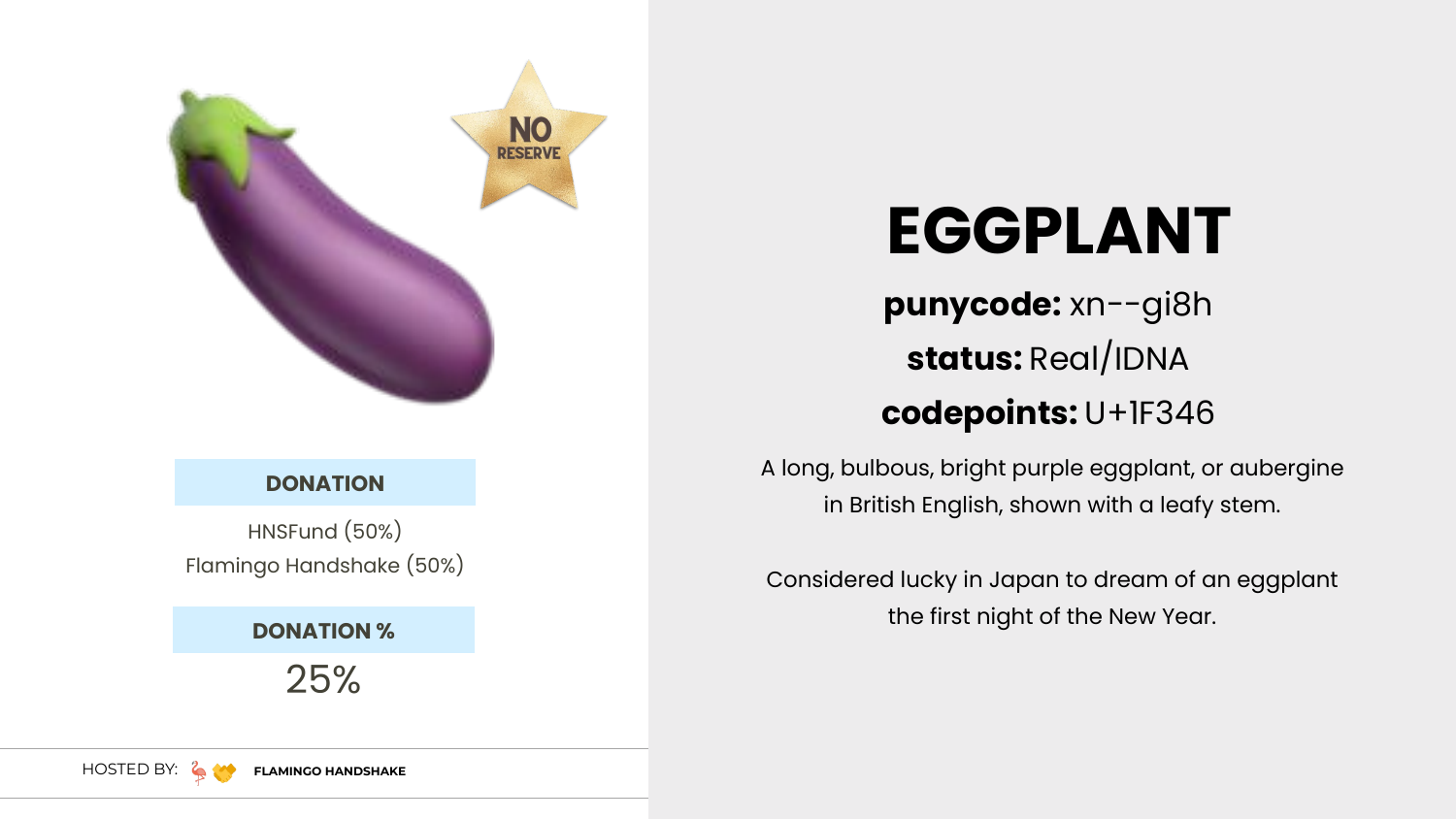NO RESERVE

**DONATION**

HNSFund (50%)
Flamingo Handshake (50%)

**DONATION %**

25%

HOSTED BY: 🦩🤝 **FLAMINGO HANDSHAKE**

# EGGPLANT

**punycode:** xn--gi8h

**status:** Real/IDNA

**codepoints:** U+1F346

A long, bulbous, bright purple eggplant, or aubergine in British English, shown with a leafy stem.

Considered lucky in Japan to dream of an eggplant the first night of the New Year.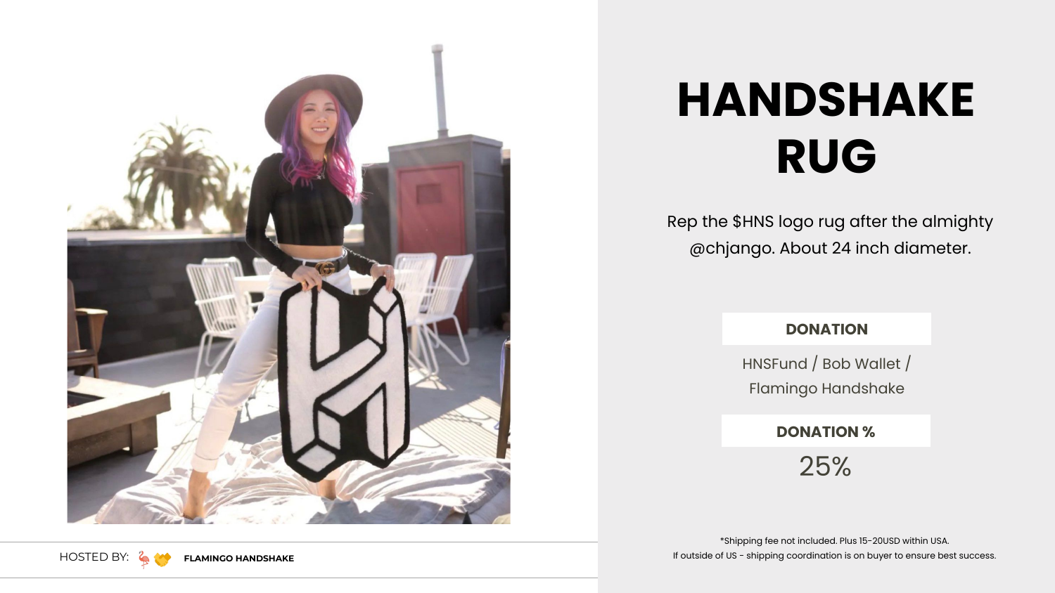# HANDSHAKE RUG

Rep the $HNS logo rug after the almighty @chjango. About 24 inch diameter.

**DONATION**

HNSFund / Bob Wallet / Flamingo Handshake

**DONATION %**

25%

*Shipping fee not included. Plus 15-20USD within USA.
If outside of US - shipping coordination is on buyer to ensure best success.

HOSTED BY: **FLAMINGO HANDSHAKE**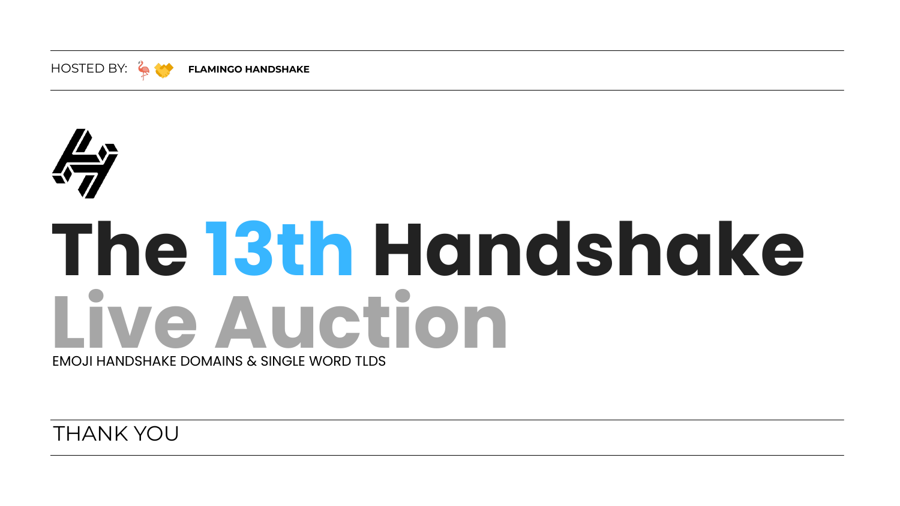HOSTED BY: 🦩🤝 **FLAMINGO HANDSHAKE**

# The 13th Handshake Live Auction

EMOJI HANDSHAKE DOMAINS & SINGLE WORD TLDS

THANK YOU